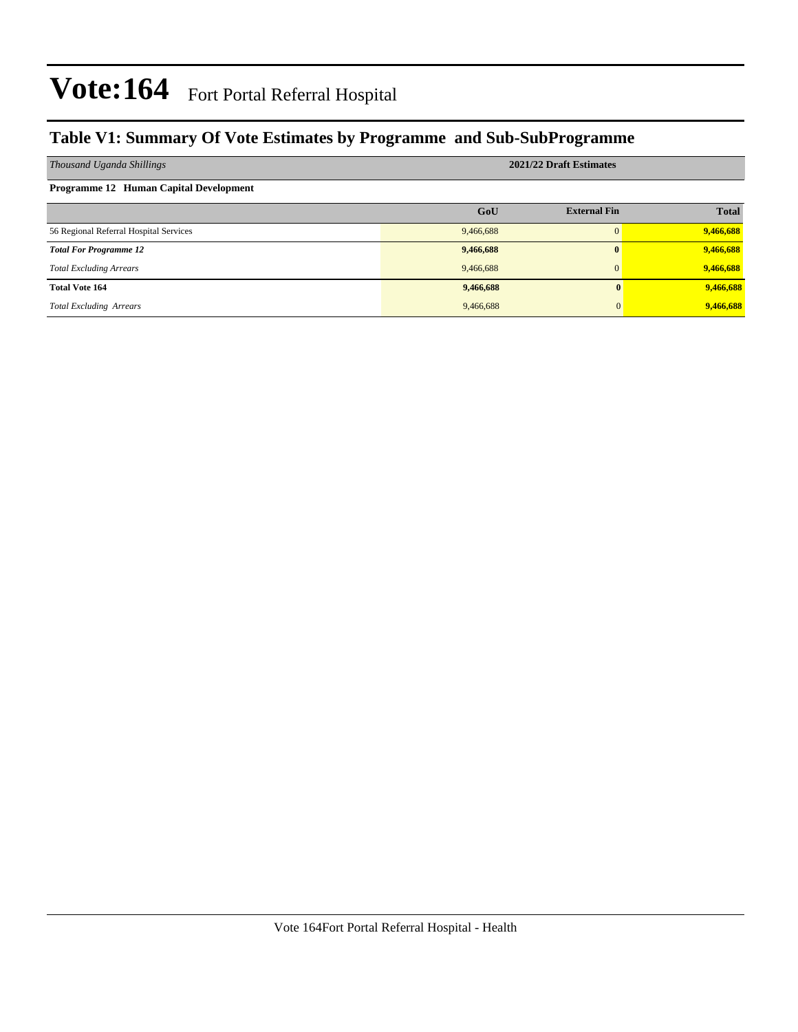# Vote:164 Fort Portal Referral Hospital

## Table V1: Summary Of Vote Estimates by Programme and Sub-SubProgramme

| *Thousand Uganda Shillings* | 2021/22 Draft Estimates | | |
|---|---|---|---|
| **Programme 12 Human Capital Development** | | | |
| | **GoU** | **External Fin** | **Total** |
| 56 Regional Referral Hospital Services | 9,466,688 | 0 | **9,466,688** |
| ***Total For Programme 12*** | **9,466,688** | **0** | **9,466,688** |
| *Total Excluding Arrears* | 9,466,688 | 0 | **9,466,688** |
| **Total Vote 164** | **9,466,688** | **0** | **9,466,688** |
| *Total Excluding Arrears* | 9,466,688 | 0 | **9,466,688** |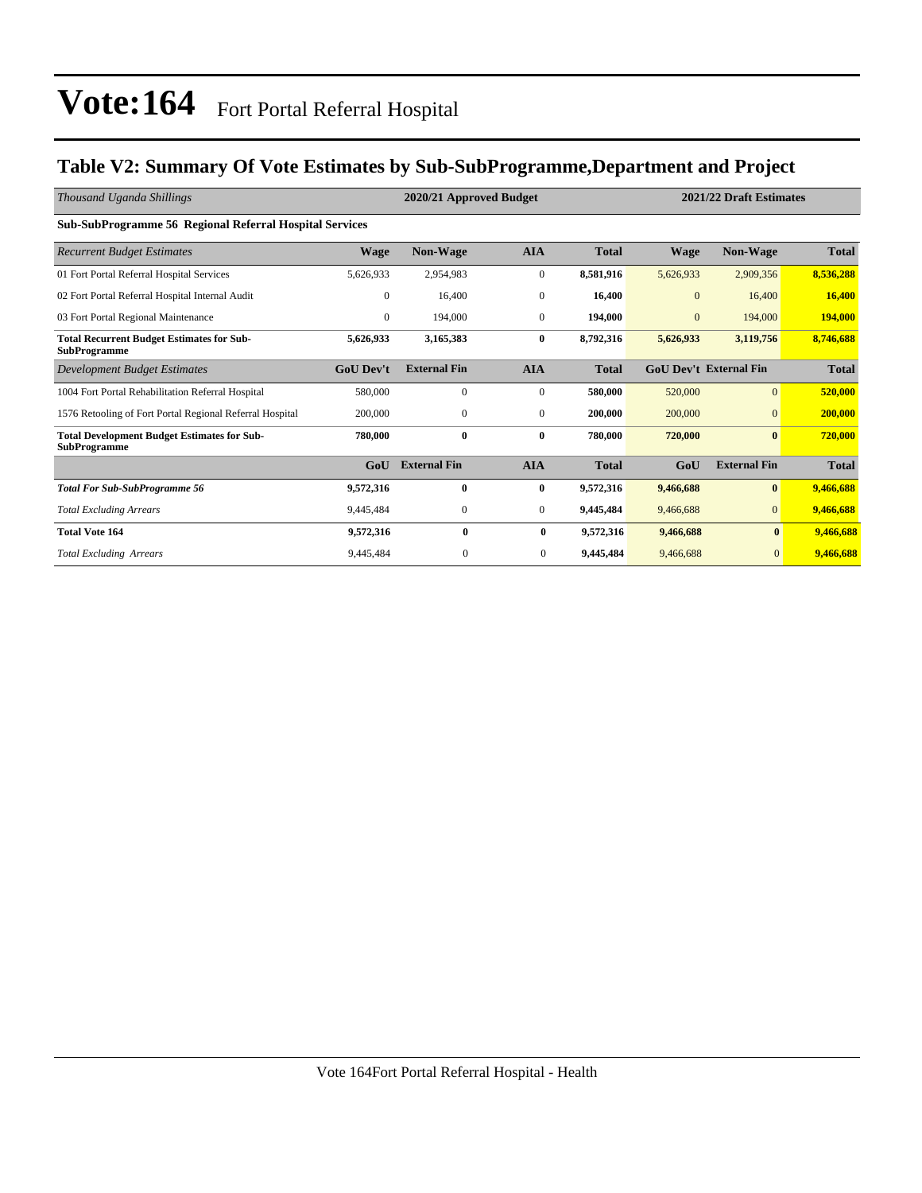# Vote:164 Fort Portal Referral Hospital

## Table V2: Summary Of Vote Estimates by Sub-SubProgramme,Department and Project

| *Thousand Uganda Shillings* | 2020/21 Approved Budget | | | | 2021/22 Draft Estimates | | |
|---|---|---|---|---|---|---|---|
| **Sub-SubProgramme 56 Regional Referral Hospital Services** | | | | | | | |
| *Recurrent Budget Estimates* | **Wage** | **Non-Wage** | **AIA** | **Total** | **Wage** | **Non-Wage** | **Total** |
| 01 Fort Portal Referral Hospital Services | 5,626,933 | 2,954,983 | 0 | **8,581,916** | 5,626,933 | 2,909,356 | **8,536,288** |
| 02 Fort Portal Referral Hospital Internal Audit | 0 | 16,400 | 0 | **16,400** | 0 | 16,400 | **16,400** |
| 03 Fort Portal Regional Maintenance | 0 | 194,000 | 0 | **194,000** | 0 | 194,000 | **194,000** |
| **Total Recurrent Budget Estimates for Sub-SubProgramme** | **5,626,933** | **3,165,383** | **0** | **8,792,316** | **5,626,933** | **3,119,756** | **8,746,688** |
| *Development Budget Estimates* | **GoU Dev't** | **External Fin** | **AIA** | **Total** | **GoU Dev't** | **External Fin** | **Total** |
| 1004 Fort Portal Rehabilitation Referral Hospital | 580,000 | 0 | 0 | **580,000** | 520,000 | 0 | **520,000** |
| 1576 Retooling of Fort Portal Regional Referral Hospital | 200,000 | 0 | 0 | **200,000** | 200,000 | 0 | **200,000** |
| **Total Development Budget Estimates for Sub-SubProgramme** | **780,000** | **0** | **0** | **780,000** | **720,000** | **0** | **720,000** |
| | **GoU** | **External Fin** | **AIA** | **Total** | **GoU** | **External Fin** | **Total** |
| ***Total For Sub-SubProgramme 56*** | **9,572,316** | **0** | **0** | **9,572,316** | **9,466,688** | **0** | **9,466,688** |
| *Total Excluding Arrears* | 9,445,484 | 0 | 0 | **9,445,484** | 9,466,688 | 0 | **9,466,688** |
| **Total Vote 164** | **9,572,316** | **0** | **0** | **9,572,316** | **9,466,688** | **0** | **9,466,688** |
| *Total Excluding Arrears* | 9,445,484 | 0 | 0 | **9,445,484** | 9,466,688 | 0 | **9,466,688** |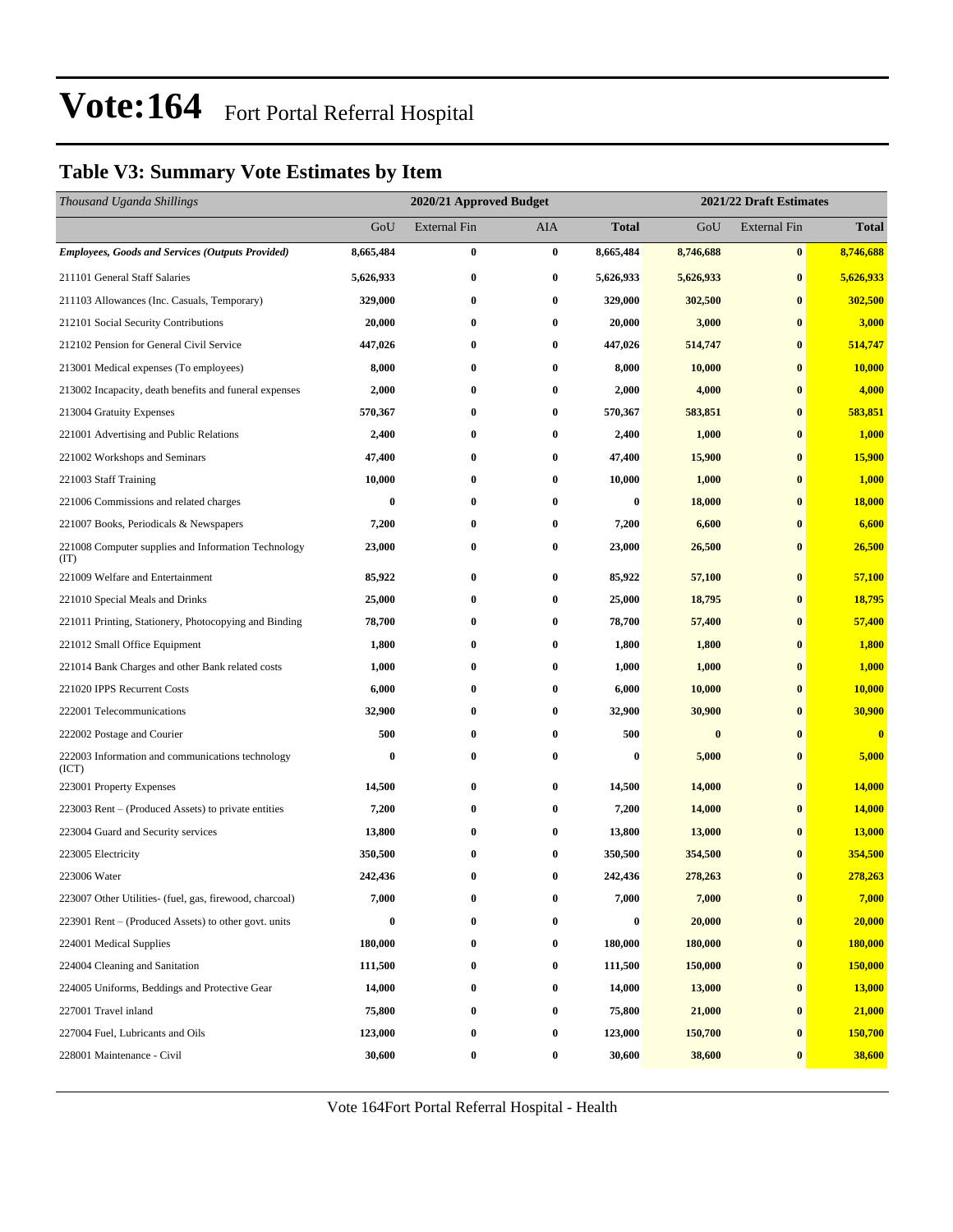# Vote:164 Fort Portal Referral Hospital

## Table V3: Summary Vote Estimates by Item

| *Thousand Uganda Shillings* | 2020/21 Approved Budget | | | | 2021/22 Draft Estimates | | |
|---|---|---|---|---|---|---|---|
| | GoU | External Fin | AIA | **Total** | GoU | External Fin | **Total** |
| ***Employees, Goods and Services (Outputs Provided)*** | **8,665,484** | **0** | **0** | **8,665,484** | **8,746,688** | **0** | **8,746,688** |
| 211101 General Staff Salaries | **5,626,933** | **0** | **0** | **5,626,933** | **5,626,933** | **0** | **5,626,933** |
| 211103 Allowances (Inc. Casuals, Temporary) | **329,000** | **0** | **0** | **329,000** | **302,500** | **0** | **302,500** |
| 212101 Social Security Contributions | **20,000** | **0** | **0** | **20,000** | **3,000** | **0** | **3,000** |
| 212102 Pension for General Civil Service | **447,026** | **0** | **0** | **447,026** | **514,747** | **0** | **514,747** |
| 213001 Medical expenses (To employees) | **8,000** | **0** | **0** | **8,000** | **10,000** | **0** | **10,000** |
| 213002 Incapacity, death benefits and funeral expenses | **2,000** | **0** | **0** | **2,000** | **4,000** | **0** | **4,000** |
| 213004 Gratuity Expenses | **570,367** | **0** | **0** | **570,367** | **583,851** | **0** | **583,851** |
| 221001 Advertising and Public Relations | **2,400** | **0** | **0** | **2,400** | **1,000** | **0** | **1,000** |
| 221002 Workshops and Seminars | **47,400** | **0** | **0** | **47,400** | **15,900** | **0** | **15,900** |
| 221003 Staff Training | **10,000** | **0** | **0** | **10,000** | **1,000** | **0** | **1,000** |
| 221006 Commissions and related charges | **0** | **0** | **0** | **0** | **18,000** | **0** | **18,000** |
| 221007 Books, Periodicals & Newspapers | **7,200** | **0** | **0** | **7,200** | **6,600** | **0** | **6,600** |
| 221008 Computer supplies and Information Technology (IT) | **23,000** | **0** | **0** | **23,000** | **26,500** | **0** | **26,500** |
| 221009 Welfare and Entertainment | **85,922** | **0** | **0** | **85,922** | **57,100** | **0** | **57,100** |
| 221010 Special Meals and Drinks | **25,000** | **0** | **0** | **25,000** | **18,795** | **0** | **18,795** |
| 221011 Printing, Stationery, Photocopying and Binding | **78,700** | **0** | **0** | **78,700** | **57,400** | **0** | **57,400** |
| 221012 Small Office Equipment | **1,800** | **0** | **0** | **1,800** | **1,800** | **0** | **1,800** |
| 221014 Bank Charges and other Bank related costs | **1,000** | **0** | **0** | **1,000** | **1,000** | **0** | **1,000** |
| 221020 IPPS Recurrent Costs | **6,000** | **0** | **0** | **6,000** | **10,000** | **0** | **10,000** |
| 222001 Telecommunications | **32,900** | **0** | **0** | **32,900** | **30,900** | **0** | **30,900** |
| 222002 Postage and Courier | **500** | **0** | **0** | **500** | **0** | **0** | **0** |
| 222003 Information and communications technology (ICT) | **0** | **0** | **0** | **0** | **5,000** | **0** | **5,000** |
| 223001 Property Expenses | **14,500** | **0** | **0** | **14,500** | **14,000** | **0** | **14,000** |
| 223003 Rent – (Produced Assets) to private entities | **7,200** | **0** | **0** | **7,200** | **14,000** | **0** | **14,000** |
| 223004 Guard and Security services | **13,800** | **0** | **0** | **13,800** | **13,000** | **0** | **13,000** |
| 223005 Electricity | **350,500** | **0** | **0** | **350,500** | **354,500** | **0** | **354,500** |
| 223006 Water | **242,436** | **0** | **0** | **242,436** | **278,263** | **0** | **278,263** |
| 223007 Other Utilities- (fuel, gas, firewood, charcoal) | **7,000** | **0** | **0** | **7,000** | **7,000** | **0** | **7,000** |
| 223901 Rent – (Produced Assets) to other govt. units | **0** | **0** | **0** | **0** | **20,000** | **0** | **20,000** |
| 224001 Medical Supplies | **180,000** | **0** | **0** | **180,000** | **180,000** | **0** | **180,000** |
| 224004 Cleaning and Sanitation | **111,500** | **0** | **0** | **111,500** | **150,000** | **0** | **150,000** |
| 224005 Uniforms, Beddings and Protective Gear | **14,000** | **0** | **0** | **14,000** | **13,000** | **0** | **13,000** |
| 227001 Travel inland | **75,800** | **0** | **0** | **75,800** | **21,000** | **0** | **21,000** |
| 227004 Fuel, Lubricants and Oils | **123,000** | **0** | **0** | **123,000** | **150,700** | **0** | **150,700** |
| 228001 Maintenance - Civil | **30,600** | **0** | **0** | **30,600** | **38,600** | **0** | **38,600** |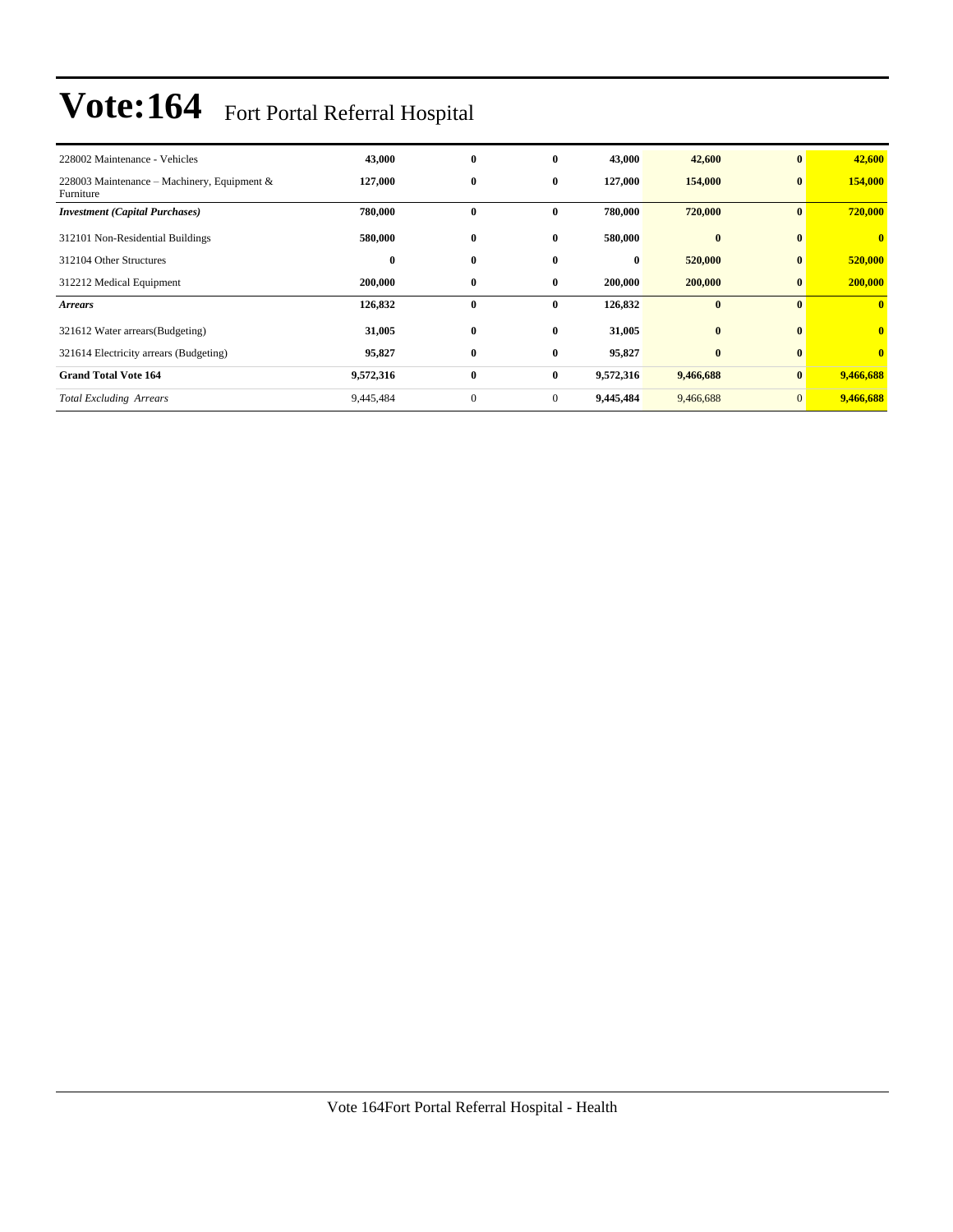# Vote:164 Fort Portal Referral Hospital

| | | | | | | | |
|---|---|---|---|---|---|---|---|
| 228002 Maintenance - Vehicles | **43,000** | **0** | **0** | **43,000** | **42,600** | **0** | **42,600** |
| 228003 Maintenance – Machinery, Equipment & Furniture | **127,000** | **0** | **0** | **127,000** | **154,000** | **0** | **154,000** |
| ***Investment (Capital Purchases)*** | **780,000** | **0** | **0** | **780,000** | **720,000** | **0** | **720,000** |
| 312101 Non-Residential Buildings | **580,000** | **0** | **0** | **580,000** | **0** | **0** | **0** |
| 312104 Other Structures | **0** | **0** | **0** | **0** | **520,000** | **0** | **520,000** |
| 312212 Medical Equipment | **200,000** | **0** | **0** | **200,000** | **200,000** | **0** | **200,000** |
| ***Arrears*** | **126,832** | **0** | **0** | **126,832** | **0** | **0** | **0** |
| 321612 Water arrears(Budgeting) | **31,005** | **0** | **0** | **31,005** | **0** | **0** | **0** |
| 321614 Electricity arrears (Budgeting) | **95,827** | **0** | **0** | **95,827** | **0** | **0** | **0** |
| **Grand Total Vote 164** | **9,572,316** | **0** | **0** | **9,572,316** | **9,466,688** | **0** | **9,466,688** |
| *Total Excluding Arrears* | 9,445,484 | 0 | 0 | **9,445,484** | 9,466,688 | 0 | **9,466,688** |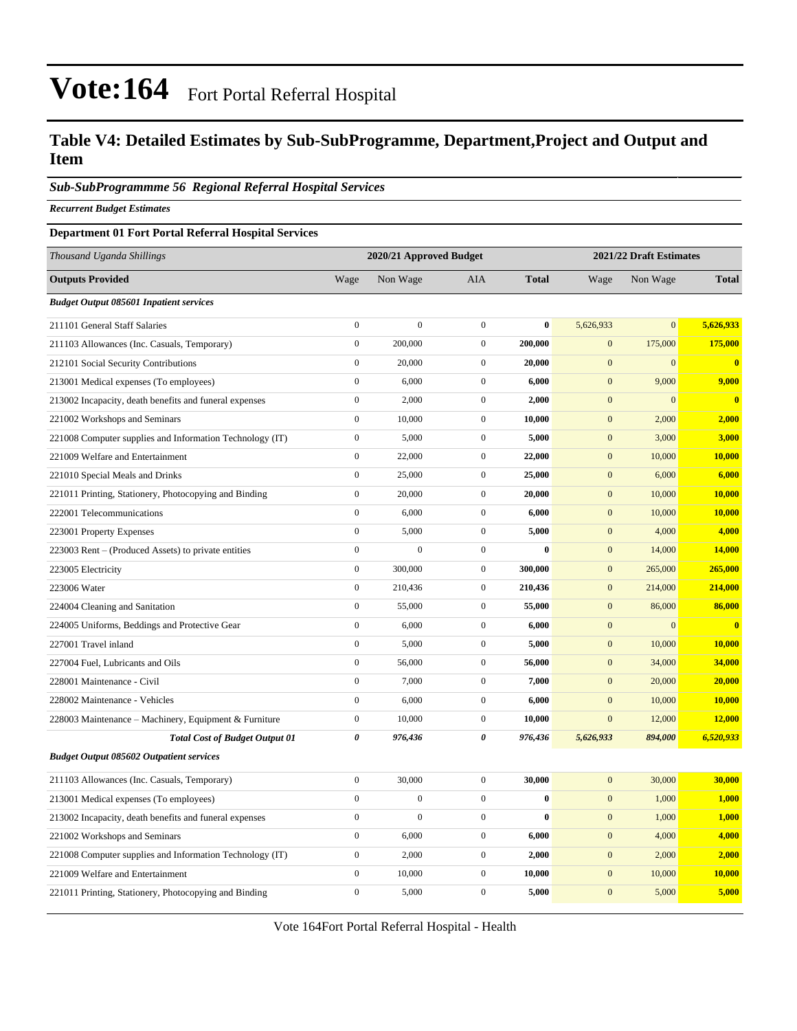# Vote:164 Fort Portal Referral Hospital

## Table V4: Detailed Estimates by Sub-SubProgramme, Department,Project and Output and Item

### *Sub-SubProgrammme 56 Regional Referral Hospital Services*

***Recurrent Budget Estimates***

**Department 01 Fort Portal Referral Hospital Services**

| *Thousand Uganda Shillings* | 2020/21 Approved Budget | | | | 2021/22 Draft Estimates | | |
|---|---|---|---|---|---|---|---|
| **Outputs Provided** | Wage | Non Wage | AIA | **Total** | Wage | Non Wage | **Total** |
| ***Budget Output 085601 Inpatient services*** | | | | | | | |
| 211101 General Staff Salaries | 0 | 0 | 0 | **0** | 5,626,933 | 0 | **5,626,933** |
| 211103 Allowances (Inc. Casuals, Temporary) | 0 | 200,000 | 0 | **200,000** | 0 | 175,000 | **175,000** |
| 212101 Social Security Contributions | 0 | 20,000 | 0 | **20,000** | 0 | 0 | **0** |
| 213001 Medical expenses (To employees) | 0 | 6,000 | 0 | **6,000** | 0 | 9,000 | **9,000** |
| 213002 Incapacity, death benefits and funeral expenses | 0 | 2,000 | 0 | **2,000** | 0 | 0 | **0** |
| 221002 Workshops and Seminars | 0 | 10,000 | 0 | **10,000** | 0 | 2,000 | **2,000** |
| 221008 Computer supplies and Information Technology (IT) | 0 | 5,000 | 0 | **5,000** | 0 | 3,000 | **3,000** |
| 221009 Welfare and Entertainment | 0 | 22,000 | 0 | **22,000** | 0 | 10,000 | **10,000** |
| 221010 Special Meals and Drinks | 0 | 25,000 | 0 | **25,000** | 0 | 6,000 | **6,000** |
| 221011 Printing, Stationery, Photocopying and Binding | 0 | 20,000 | 0 | **20,000** | 0 | 10,000 | **10,000** |
| 222001 Telecommunications | 0 | 6,000 | 0 | **6,000** | 0 | 10,000 | **10,000** |
| 223001 Property Expenses | 0 | 5,000 | 0 | **5,000** | 0 | 4,000 | **4,000** |
| 223003 Rent – (Produced Assets) to private entities | 0 | 0 | 0 | **0** | 0 | 14,000 | **14,000** |
| 223005 Electricity | 0 | 300,000 | 0 | **300,000** | 0 | 265,000 | **265,000** |
| 223006 Water | 0 | 210,436 | 0 | **210,436** | 0 | 214,000 | **214,000** |
| 224004 Cleaning and Sanitation | 0 | 55,000 | 0 | **55,000** | 0 | 86,000 | **86,000** |
| 224005 Uniforms, Beddings and Protective Gear | 0 | 6,000 | 0 | **6,000** | 0 | 0 | **0** |
| 227001 Travel inland | 0 | 5,000 | 0 | **5,000** | 0 | 10,000 | **10,000** |
| 227004 Fuel, Lubricants and Oils | 0 | 56,000 | 0 | **56,000** | 0 | 34,000 | **34,000** |
| 228001 Maintenance - Civil | 0 | 7,000 | 0 | **7,000** | 0 | 20,000 | **20,000** |
| 228002 Maintenance - Vehicles | 0 | 6,000 | 0 | **6,000** | 0 | 10,000 | **10,000** |
| 228003 Maintenance – Machinery, Equipment & Furniture | 0 | 10,000 | 0 | **10,000** | 0 | 12,000 | **12,000** |
| ***Total Cost of Budget Output 01*** | ***0*** | ***976,436*** | ***0*** | ***976,436*** | ***5,626,933*** | ***894,000*** | ***6,520,933*** |
| ***Budget Output 085602 Outpatient services*** | | | | | | | |
| 211103 Allowances (Inc. Casuals, Temporary) | 0 | 30,000 | 0 | **30,000** | 0 | 30,000 | **30,000** |
| 213001 Medical expenses (To employees) | 0 | 0 | 0 | **0** | 0 | 1,000 | **1,000** |
| 213002 Incapacity, death benefits and funeral expenses | 0 | 0 | 0 | **0** | 0 | 1,000 | **1,000** |
| 221002 Workshops and Seminars | 0 | 6,000 | 0 | **6,000** | 0 | 4,000 | **4,000** |
| 221008 Computer supplies and Information Technology (IT) | 0 | 2,000 | 0 | **2,000** | 0 | 2,000 | **2,000** |
| 221009 Welfare and Entertainment | 0 | 10,000 | 0 | **10,000** | 0 | 10,000 | **10,000** |
| 221011 Printing, Stationery, Photocopying and Binding | 0 | 5,000 | 0 | **5,000** | 0 | 5,000 | **5,000** |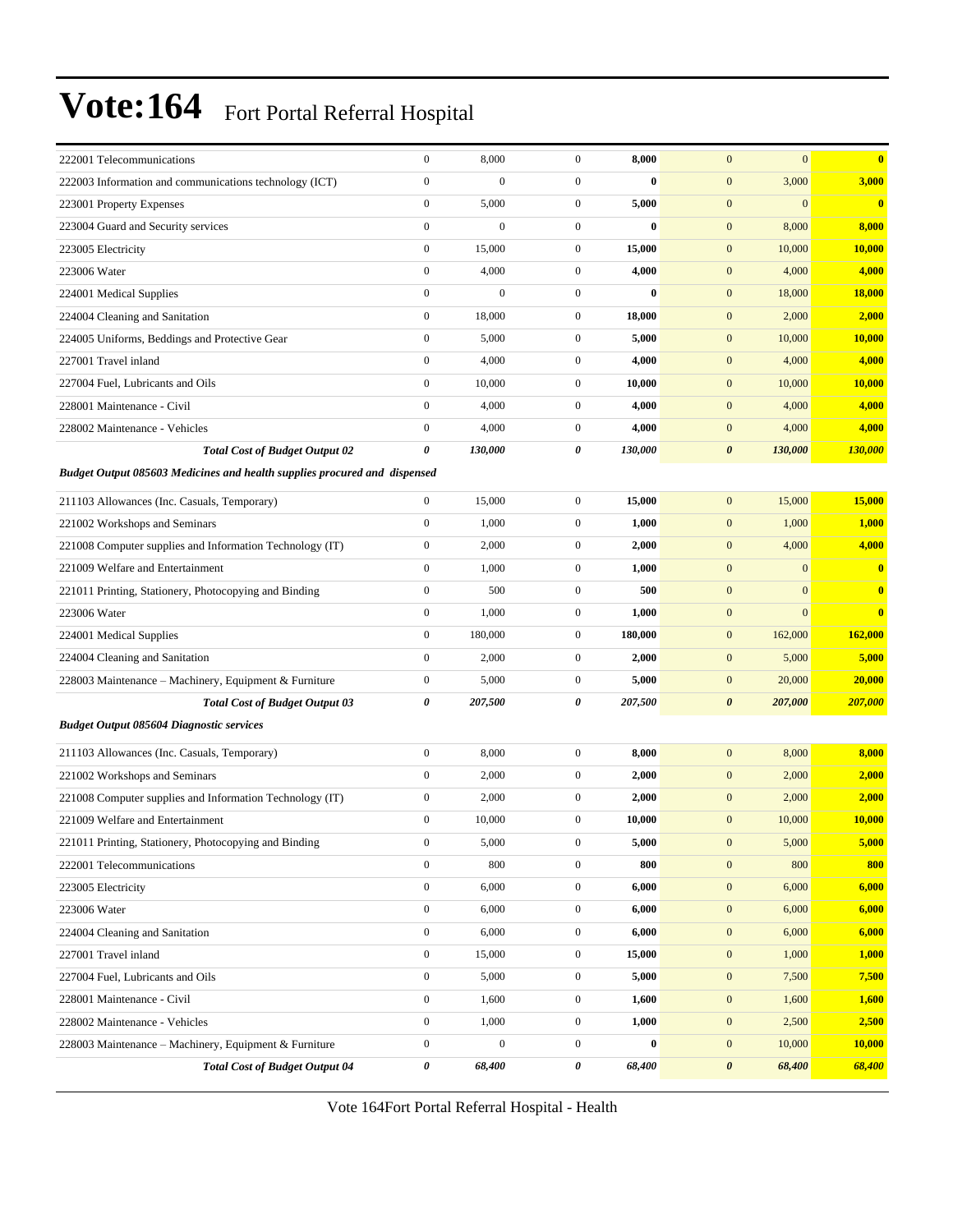# Vote:164 Fort Portal Referral Hospital

| | | | | | | | |
|---|---|---|---|---|---|---|---|
| 222001 Telecommunications | 0 | 8,000 | 0 | **8,000** | 0 | 0 | **0** |
| 222003 Information and communications technology (ICT) | 0 | 0 | 0 | **0** | 0 | 3,000 | **3,000** |
| 223001 Property Expenses | 0 | 5,000 | 0 | **5,000** | 0 | 0 | **0** |
| 223004 Guard and Security services | 0 | 0 | 0 | **0** | 0 | 8,000 | **8,000** |
| 223005 Electricity | 0 | 15,000 | 0 | **15,000** | 0 | 10,000 | **10,000** |
| 223006 Water | 0 | 4,000 | 0 | **4,000** | 0 | 4,000 | **4,000** |
| 224001 Medical Supplies | 0 | 0 | 0 | **0** | 0 | 18,000 | **18,000** |
| 224004 Cleaning and Sanitation | 0 | 18,000 | 0 | **18,000** | 0 | 2,000 | **2,000** |
| 224005 Uniforms, Beddings and Protective Gear | 0 | 5,000 | 0 | **5,000** | 0 | 10,000 | **10,000** |
| 227001 Travel inland | 0 | 4,000 | 0 | **4,000** | 0 | 4,000 | **4,000** |
| 227004 Fuel, Lubricants and Oils | 0 | 10,000 | 0 | **10,000** | 0 | 10,000 | **10,000** |
| 228001 Maintenance - Civil | 0 | 4,000 | 0 | **4,000** | 0 | 4,000 | **4,000** |
| 228002 Maintenance - Vehicles | 0 | 4,000 | 0 | **4,000** | 0 | 4,000 | **4,000** |
| ***Total Cost of Budget Output 02*** | ***0*** | ***130,000*** | ***0*** | ***130,000*** | ***0*** | ***130,000*** | ***130,000*** |
| ***Budget Output 085603 Medicines and health supplies procured and dispensed*** | | | | | | | |
| 211103 Allowances (Inc. Casuals, Temporary) | 0 | 15,000 | 0 | **15,000** | 0 | 15,000 | **15,000** |
| 221002 Workshops and Seminars | 0 | 1,000 | 0 | **1,000** | 0 | 1,000 | **1,000** |
| 221008 Computer supplies and Information Technology (IT) | 0 | 2,000 | 0 | **2,000** | 0 | 4,000 | **4,000** |
| 221009 Welfare and Entertainment | 0 | 1,000 | 0 | **1,000** | 0 | 0 | **0** |
| 221011 Printing, Stationery, Photocopying and Binding | 0 | 500 | 0 | **500** | 0 | 0 | **0** |
| 223006 Water | 0 | 1,000 | 0 | **1,000** | 0 | 0 | **0** |
| 224001 Medical Supplies | 0 | 180,000 | 0 | **180,000** | 0 | 162,000 | **162,000** |
| 224004 Cleaning and Sanitation | 0 | 2,000 | 0 | **2,000** | 0 | 5,000 | **5,000** |
| 228003 Maintenance – Machinery, Equipment & Furniture | 0 | 5,000 | 0 | **5,000** | 0 | 20,000 | **20,000** |
| ***Total Cost of Budget Output 03*** | ***0*** | ***207,500*** | ***0*** | ***207,500*** | ***0*** | ***207,000*** | ***207,000*** |
| ***Budget Output 085604 Diagnostic services*** | | | | | | | |
| 211103 Allowances (Inc. Casuals, Temporary) | 0 | 8,000 | 0 | **8,000** | 0 | 8,000 | **8,000** |
| 221002 Workshops and Seminars | 0 | 2,000 | 0 | **2,000** | 0 | 2,000 | **2,000** |
| 221008 Computer supplies and Information Technology (IT) | 0 | 2,000 | 0 | **2,000** | 0 | 2,000 | **2,000** |
| 221009 Welfare and Entertainment | 0 | 10,000 | 0 | **10,000** | 0 | 10,000 | **10,000** |
| 221011 Printing, Stationery, Photocopying and Binding | 0 | 5,000 | 0 | **5,000** | 0 | 5,000 | **5,000** |
| 222001 Telecommunications | 0 | 800 | 0 | **800** | 0 | 800 | **800** |
| 223005 Electricity | 0 | 6,000 | 0 | **6,000** | 0 | 6,000 | **6,000** |
| 223006 Water | 0 | 6,000 | 0 | **6,000** | 0 | 6,000 | **6,000** |
| 224004 Cleaning and Sanitation | 0 | 6,000 | 0 | **6,000** | 0 | 6,000 | **6,000** |
| 227001 Travel inland | 0 | 15,000 | 0 | **15,000** | 0 | 1,000 | **1,000** |
| 227004 Fuel, Lubricants and Oils | 0 | 5,000 | 0 | **5,000** | 0 | 7,500 | **7,500** |
| 228001 Maintenance - Civil | 0 | 1,600 | 0 | **1,600** | 0 | 1,600 | **1,600** |
| 228002 Maintenance - Vehicles | 0 | 1,000 | 0 | **1,000** | 0 | 2,500 | **2,500** |
| 228003 Maintenance – Machinery, Equipment & Furniture | 0 | 0 | 0 | **0** | 0 | 10,000 | **10,000** |
| ***Total Cost of Budget Output 04*** | ***0*** | ***68,400*** | ***0*** | ***68,400*** | ***0*** | ***68,400*** | ***68,400*** |

Vote 164Fort Portal Referral Hospital - Health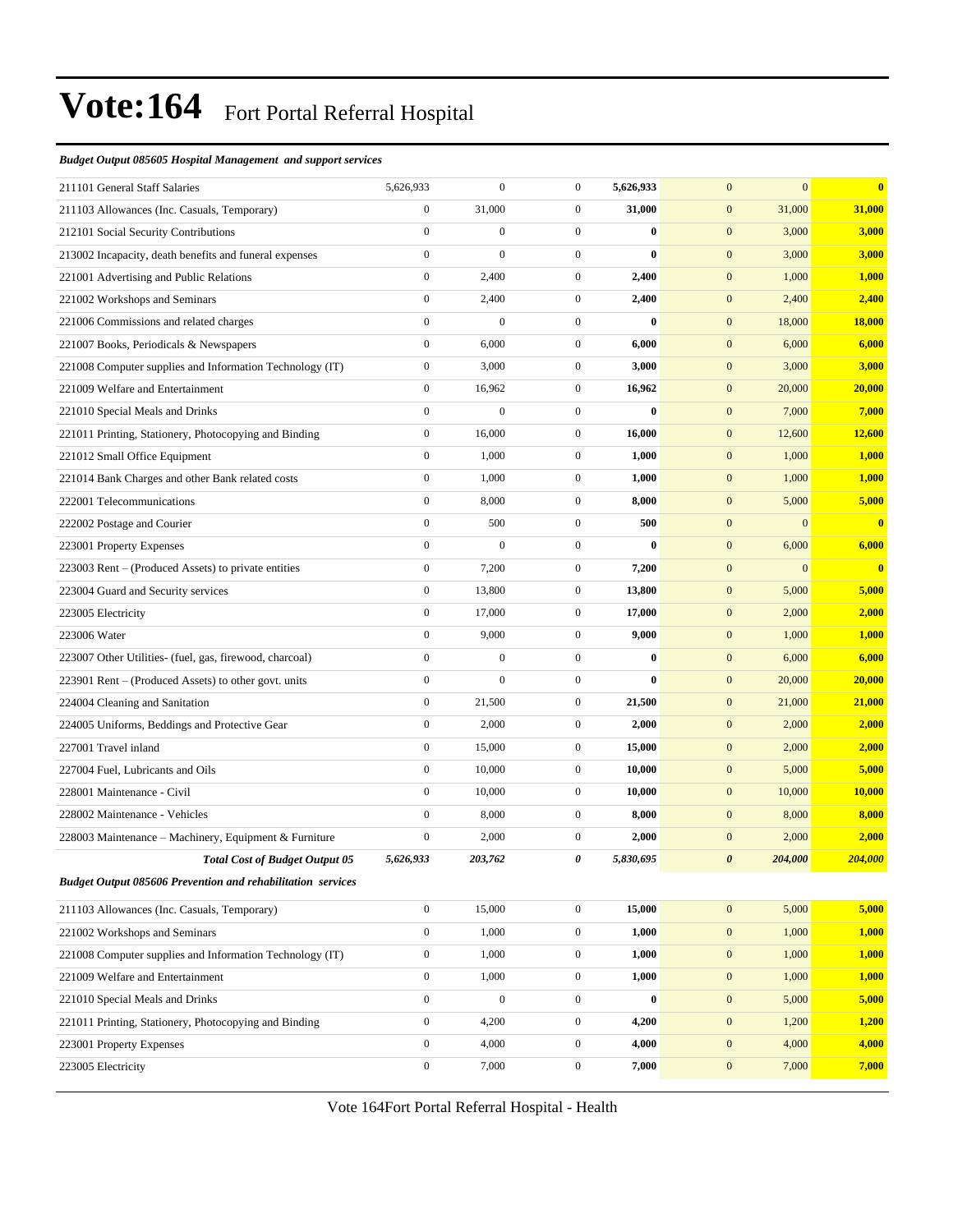# Vote:164 Fort Portal Referral Hospital

***Budget Output 085605 Hospital Management and support services***

| | | | | | | | |
|---|---|---|---|---|---|---|---|
| 211101 General Staff Salaries | 5,626,933 | 0 | 0 | **5,626,933** | 0 | 0 | **0** |
| 211103 Allowances (Inc. Casuals, Temporary) | 0 | 31,000 | 0 | **31,000** | 0 | 31,000 | **31,000** |
| 212101 Social Security Contributions | 0 | 0 | 0 | **0** | 0 | 3,000 | **3,000** |
| 213002 Incapacity, death benefits and funeral expenses | 0 | 0 | 0 | **0** | 0 | 3,000 | **3,000** |
| 221001 Advertising and Public Relations | 0 | 2,400 | 0 | **2,400** | 0 | 1,000 | **1,000** |
| 221002 Workshops and Seminars | 0 | 2,400 | 0 | **2,400** | 0 | 2,400 | **2,400** |
| 221006 Commissions and related charges | 0 | 0 | 0 | **0** | 0 | 18,000 | **18,000** |
| 221007 Books, Periodicals & Newspapers | 0 | 6,000 | 0 | **6,000** | 0 | 6,000 | **6,000** |
| 221008 Computer supplies and Information Technology (IT) | 0 | 3,000 | 0 | **3,000** | 0 | 3,000 | **3,000** |
| 221009 Welfare and Entertainment | 0 | 16,962 | 0 | **16,962** | 0 | 20,000 | **20,000** |
| 221010 Special Meals and Drinks | 0 | 0 | 0 | **0** | 0 | 7,000 | **7,000** |
| 221011 Printing, Stationery, Photocopying and Binding | 0 | 16,000 | 0 | **16,000** | 0 | 12,600 | **12,600** |
| 221012 Small Office Equipment | 0 | 1,000 | 0 | **1,000** | 0 | 1,000 | **1,000** |
| 221014 Bank Charges and other Bank related costs | 0 | 1,000 | 0 | **1,000** | 0 | 1,000 | **1,000** |
| 222001 Telecommunications | 0 | 8,000 | 0 | **8,000** | 0 | 5,000 | **5,000** |
| 222002 Postage and Courier | 0 | 500 | 0 | **500** | 0 | 0 | **0** |
| 223001 Property Expenses | 0 | 0 | 0 | **0** | 0 | 6,000 | **6,000** |
| 223003 Rent – (Produced Assets) to private entities | 0 | 7,200 | 0 | **7,200** | 0 | 0 | **0** |
| 223004 Guard and Security services | 0 | 13,800 | 0 | **13,800** | 0 | 5,000 | **5,000** |
| 223005 Electricity | 0 | 17,000 | 0 | **17,000** | 0 | 2,000 | **2,000** |
| 223006 Water | 0 | 9,000 | 0 | **9,000** | 0 | 1,000 | **1,000** |
| 223007 Other Utilities- (fuel, gas, firewood, charcoal) | 0 | 0 | 0 | **0** | 0 | 6,000 | **6,000** |
| 223901 Rent – (Produced Assets) to other govt. units | 0 | 0 | 0 | **0** | 0 | 20,000 | **20,000** |
| 224004 Cleaning and Sanitation | 0 | 21,500 | 0 | **21,500** | 0 | 21,000 | **21,000** |
| 224005 Uniforms, Beddings and Protective Gear | 0 | 2,000 | 0 | **2,000** | 0 | 2,000 | **2,000** |
| 227001 Travel inland | 0 | 15,000 | 0 | **15,000** | 0 | 2,000 | **2,000** |
| 227004 Fuel, Lubricants and Oils | 0 | 10,000 | 0 | **10,000** | 0 | 5,000 | **5,000** |
| 228001 Maintenance - Civil | 0 | 10,000 | 0 | **10,000** | 0 | 10,000 | **10,000** |
| 228002 Maintenance - Vehicles | 0 | 8,000 | 0 | **8,000** | 0 | 8,000 | **8,000** |
| 228003 Maintenance – Machinery, Equipment & Furniture | 0 | 2,000 | 0 | **2,000** | 0 | 2,000 | **2,000** |
| ***Total Cost of Budget Output 05*** | ***5,626,933*** | ***203,762*** | ***0*** | ***5,830,695*** | ***0*** | ***204,000*** | ***204,000*** |

***Budget Output 085606 Prevention and rehabilitation services***

| | | | | | | | |
|---|---|---|---|---|---|---|---|
| 211103 Allowances (Inc. Casuals, Temporary) | 0 | 15,000 | 0 | **15,000** | 0 | 5,000 | **5,000** |
| 221002 Workshops and Seminars | 0 | 1,000 | 0 | **1,000** | 0 | 1,000 | **1,000** |
| 221008 Computer supplies and Information Technology (IT) | 0 | 1,000 | 0 | **1,000** | 0 | 1,000 | **1,000** |
| 221009 Welfare and Entertainment | 0 | 1,000 | 0 | **1,000** | 0 | 1,000 | **1,000** |
| 221010 Special Meals and Drinks | 0 | 0 | 0 | **0** | 0 | 5,000 | **5,000** |
| 221011 Printing, Stationery, Photocopying and Binding | 0 | 4,200 | 0 | **4,200** | 0 | 1,200 | **1,200** |
| 223001 Property Expenses | 0 | 4,000 | 0 | **4,000** | 0 | 4,000 | **4,000** |
| 223005 Electricity | 0 | 7,000 | 0 | **7,000** | 0 | 7,000 | **7,000** |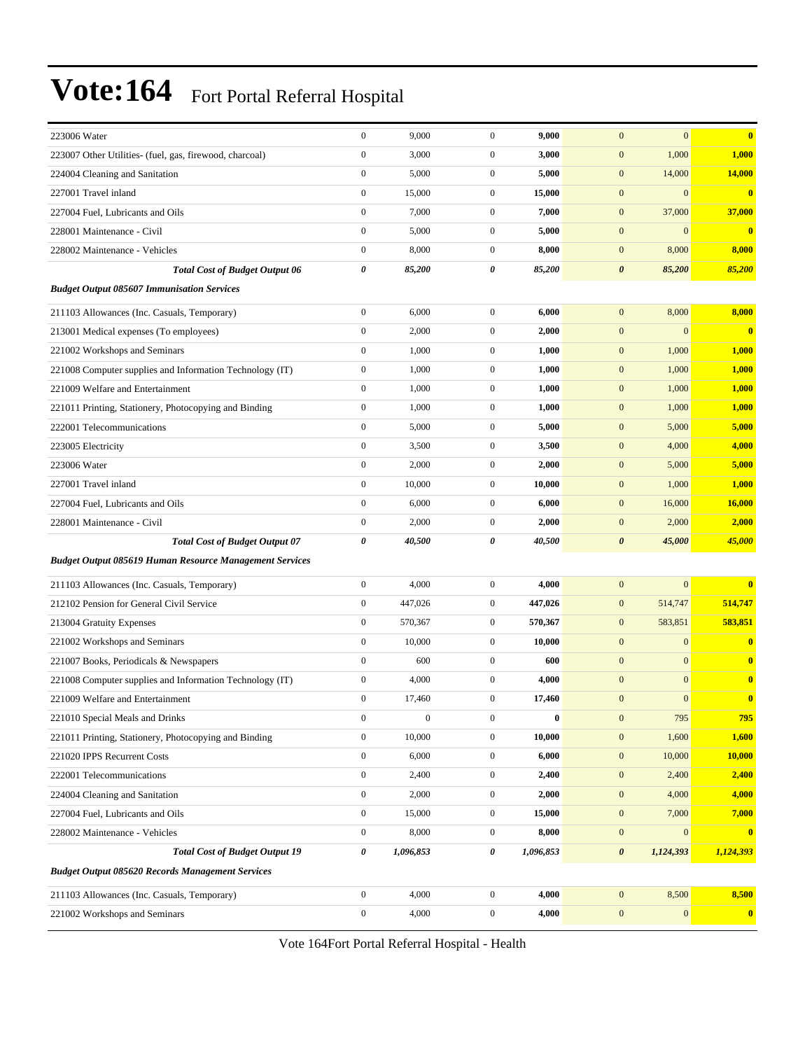# Vote:164 Fort Portal Referral Hospital

| | | | | | | | |
|---|---|---|---|---|---|---|---|
| 223006 Water | 0 | 9,000 | 0 | **9,000** | 0 | 0 | **0** |
| 223007 Other Utilities- (fuel, gas, firewood, charcoal) | 0 | 3,000 | 0 | **3,000** | 0 | 1,000 | **1,000** |
| 224004 Cleaning and Sanitation | 0 | 5,000 | 0 | **5,000** | 0 | 14,000 | **14,000** |
| 227001 Travel inland | 0 | 15,000 | 0 | **15,000** | 0 | 0 | **0** |
| 227004 Fuel, Lubricants and Oils | 0 | 7,000 | 0 | **7,000** | 0 | 37,000 | **37,000** |
| 228001 Maintenance - Civil | 0 | 5,000 | 0 | **5,000** | 0 | 0 | **0** |
| 228002 Maintenance - Vehicles | 0 | 8,000 | 0 | **8,000** | 0 | 8,000 | **8,000** |
| ***Total Cost of Budget Output 06*** | ***0*** | ***85,200*** | ***0*** | ***85,200*** | ***0*** | ***85,200*** | ***85,200*** |
| ***Budget Output 085607 Immunisation Services*** | | | | | | | |
| 211103 Allowances (Inc. Casuals, Temporary) | 0 | 6,000 | 0 | **6,000** | 0 | 8,000 | **8,000** |
| 213001 Medical expenses (To employees) | 0 | 2,000 | 0 | **2,000** | 0 | 0 | **0** |
| 221002 Workshops and Seminars | 0 | 1,000 | 0 | **1,000** | 0 | 1,000 | **1,000** |
| 221008 Computer supplies and Information Technology (IT) | 0 | 1,000 | 0 | **1,000** | 0 | 1,000 | **1,000** |
| 221009 Welfare and Entertainment | 0 | 1,000 | 0 | **1,000** | 0 | 1,000 | **1,000** |
| 221011 Printing, Stationery, Photocopying and Binding | 0 | 1,000 | 0 | **1,000** | 0 | 1,000 | **1,000** |
| 222001 Telecommunications | 0 | 5,000 | 0 | **5,000** | 0 | 5,000 | **5,000** |
| 223005 Electricity | 0 | 3,500 | 0 | **3,500** | 0 | 4,000 | **4,000** |
| 223006 Water | 0 | 2,000 | 0 | **2,000** | 0 | 5,000 | **5,000** |
| 227001 Travel inland | 0 | 10,000 | 0 | **10,000** | 0 | 1,000 | **1,000** |
| 227004 Fuel, Lubricants and Oils | 0 | 6,000 | 0 | **6,000** | 0 | 16,000 | **16,000** |
| 228001 Maintenance - Civil | 0 | 2,000 | 0 | **2,000** | 0 | 2,000 | **2,000** |
| ***Total Cost of Budget Output 07*** | ***0*** | ***40,500*** | ***0*** | ***40,500*** | ***0*** | ***45,000*** | ***45,000*** |
| ***Budget Output 085619 Human Resource Management Services*** | | | | | | | |
| 211103 Allowances (Inc. Casuals, Temporary) | 0 | 4,000 | 0 | **4,000** | 0 | 0 | **0** |
| 212102 Pension for General Civil Service | 0 | 447,026 | 0 | **447,026** | 0 | 514,747 | **514,747** |
| 213004 Gratuity Expenses | 0 | 570,367 | 0 | **570,367** | 0 | 583,851 | **583,851** |
| 221002 Workshops and Seminars | 0 | 10,000 | 0 | **10,000** | 0 | 0 | **0** |
| 221007 Books, Periodicals & Newspapers | 0 | 600 | 0 | **600** | 0 | 0 | **0** |
| 221008 Computer supplies and Information Technology (IT) | 0 | 4,000 | 0 | **4,000** | 0 | 0 | **0** |
| 221009 Welfare and Entertainment | 0 | 17,460 | 0 | **17,460** | 0 | 0 | **0** |
| 221010 Special Meals and Drinks | 0 | 0 | 0 | **0** | 0 | 795 | **795** |
| 221011 Printing, Stationery, Photocopying and Binding | 0 | 10,000 | 0 | **10,000** | 0 | 1,600 | **1,600** |
| 221020 IPPS Recurrent Costs | 0 | 6,000 | 0 | **6,000** | 0 | 10,000 | **10,000** |
| 222001 Telecommunications | 0 | 2,400 | 0 | **2,400** | 0 | 2,400 | **2,400** |
| 224004 Cleaning and Sanitation | 0 | 2,000 | 0 | **2,000** | 0 | 4,000 | **4,000** |
| 227004 Fuel, Lubricants and Oils | 0 | 15,000 | 0 | **15,000** | 0 | 7,000 | **7,000** |
| 228002 Maintenance - Vehicles | 0 | 8,000 | 0 | **8,000** | 0 | 0 | **0** |
| ***Total Cost of Budget Output 19*** | ***0*** | ***1,096,853*** | ***0*** | ***1,096,853*** | ***0*** | ***1,124,393*** | ***1,124,393*** |
| ***Budget Output 085620 Records Management Services*** | | | | | | | |
| 211103 Allowances (Inc. Casuals, Temporary) | 0 | 4,000 | 0 | **4,000** | 0 | 8,500 | **8,500** |
| 221002 Workshops and Seminars | 0 | 4,000 | 0 | **4,000** | 0 | 0 | **0** |

Vote 164Fort Portal Referral Hospital - Health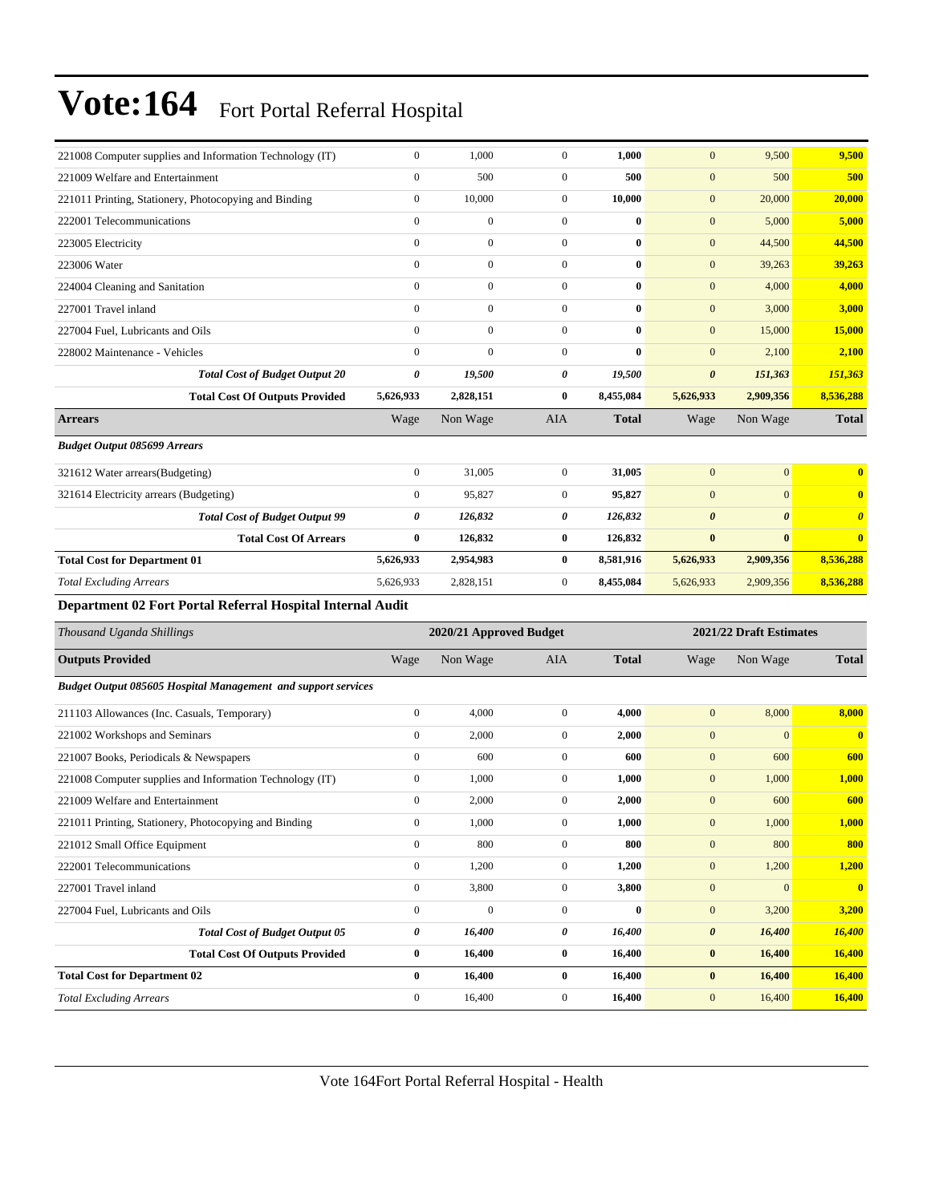# Vote:164 Fort Portal Referral Hospital

| | | | | | | | |
|---|---|---|---|---|---|---|---|
| 221008 Computer supplies and Information Technology (IT) | 0 | 1,000 | 0 | **1,000** | 0 | 9,500 | **9,500** |
| 221009 Welfare and Entertainment | 0 | 500 | 0 | **500** | 0 | 500 | **500** |
| 221011 Printing, Stationery, Photocopying and Binding | 0 | 10,000 | 0 | **10,000** | 0 | 20,000 | **20,000** |
| 222001 Telecommunications | 0 | 0 | 0 | **0** | 0 | 5,000 | **5,000** |
| 223005 Electricity | 0 | 0 | 0 | **0** | 0 | 44,500 | **44,500** |
| 223006 Water | 0 | 0 | 0 | **0** | 0 | 39,263 | **39,263** |
| 224004 Cleaning and Sanitation | 0 | 0 | 0 | **0** | 0 | 4,000 | **4,000** |
| 227001 Travel inland | 0 | 0 | 0 | **0** | 0 | 3,000 | **3,000** |
| 227004 Fuel, Lubricants and Oils | 0 | 0 | 0 | **0** | 0 | 15,000 | **15,000** |
| 228002 Maintenance - Vehicles | 0 | 0 | 0 | **0** | 0 | 2,100 | **2,100** |
| ***Total Cost of Budget Output 20*** | ***0*** | ***19,500*** | ***0*** | ***19,500*** | ***0*** | ***151,363*** | ***151,363*** |
| **Total Cost Of Outputs Provided** | **5,626,933** | **2,828,151** | **0** | **8,455,084** | **5,626,933** | **2,909,356** | **8,536,288** |
| **Arrears** | Wage | Non Wage | AIA | **Total** | Wage | Non Wage | **Total** |
| ***Budget Output 085699 Arrears*** | | | | | | | |
| 321612 Water arrears(Budgeting) | 0 | 31,005 | 0 | **31,005** | 0 | 0 | **0** |
| 321614 Electricity arrears (Budgeting) | 0 | 95,827 | 0 | **95,827** | 0 | 0 | **0** |
| ***Total Cost of Budget Output 99*** | ***0*** | ***126,832*** | ***0*** | ***126,832*** | ***0*** | ***0*** | ***0*** |
| **Total Cost Of Arrears** | **0** | **126,832** | **0** | **126,832** | **0** | **0** | **0** |
| **Total Cost for Department 01** | **5,626,933** | **2,954,983** | **0** | **8,581,916** | **5,626,933** | **2,909,356** | **8,536,288** |
| *Total Excluding Arrears* | 5,626,933 | 2,828,151 | 0 | **8,455,084** | 5,626,933 | 2,909,356 | **8,536,288** |

**Department 02 Fort Portal Referral Hospital Internal Audit**

| *Thousand Uganda Shillings* | | **2020/21 Approved Budget** | | | | **2021/22 Draft Estimates** | |
|---|---|---|---|---|---|---|---|
| **Outputs Provided** | Wage | Non Wage | AIA | **Total** | Wage | Non Wage | **Total** |
| ***Budget Output 085605 Hospital Management and support services*** | | | | | | | |
| 211103 Allowances (Inc. Casuals, Temporary) | 0 | 4,000 | 0 | **4,000** | 0 | 8,000 | **8,000** |
| 221002 Workshops and Seminars | 0 | 2,000 | 0 | **2,000** | 0 | 0 | **0** |
| 221007 Books, Periodicals & Newspapers | 0 | 600 | 0 | **600** | 0 | 600 | **600** |
| 221008 Computer supplies and Information Technology (IT) | 0 | 1,000 | 0 | **1,000** | 0 | 1,000 | **1,000** |
| 221009 Welfare and Entertainment | 0 | 2,000 | 0 | **2,000** | 0 | 600 | **600** |
| 221011 Printing, Stationery, Photocopying and Binding | 0 | 1,000 | 0 | **1,000** | 0 | 1,000 | **1,000** |
| 221012 Small Office Equipment | 0 | 800 | 0 | **800** | 0 | 800 | **800** |
| 222001 Telecommunications | 0 | 1,200 | 0 | **1,200** | 0 | 1,200 | **1,200** |
| 227001 Travel inland | 0 | 3,800 | 0 | **3,800** | 0 | 0 | **0** |
| 227004 Fuel, Lubricants and Oils | 0 | 0 | 0 | **0** | 0 | 3,200 | **3,200** |
| ***Total Cost of Budget Output 05*** | ***0*** | ***16,400*** | ***0*** | ***16,400*** | ***0*** | ***16,400*** | ***16,400*** |
| **Total Cost Of Outputs Provided** | **0** | **16,400** | **0** | **16,400** | **0** | **16,400** | **16,400** |
| **Total Cost for Department 02** | **0** | **16,400** | **0** | **16,400** | **0** | **16,400** | **16,400** |
| *Total Excluding Arrears* | 0 | 16,400 | 0 | **16,400** | 0 | 16,400 | **16,400** |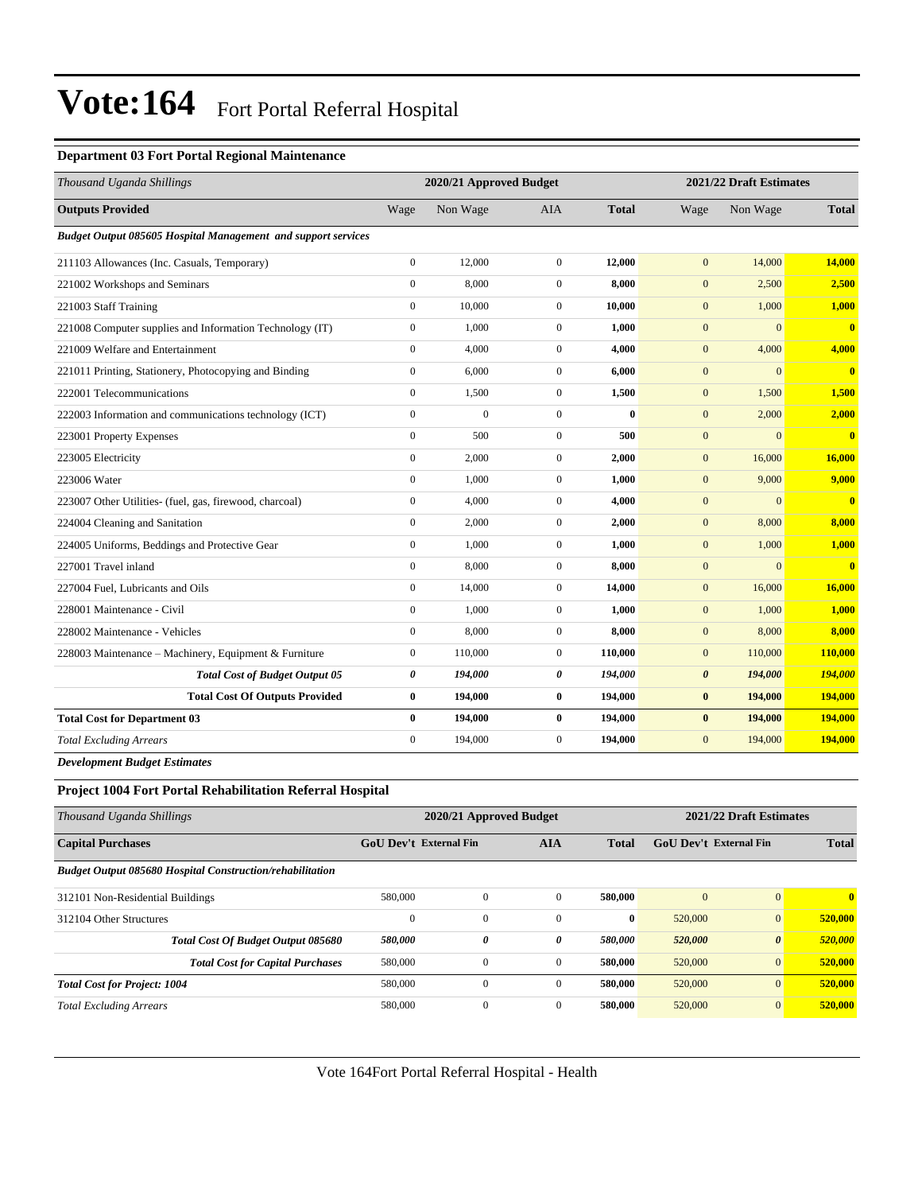# Vote:164 Fort Portal Referral Hospital

### Department 03 Fort Portal Regional Maintenance

| *Thousand Uganda Shillings* | 2020/21 Approved Budget | | | | 2021/22 Draft Estimates | | |
|---|---|---|---|---|---|---|---|
| **Outputs Provided** | Wage | Non Wage | AIA | **Total** | Wage | Non Wage | **Total** |
| ***Budget Output 085605 Hospital Management and support services*** | | | | | | | |
| 211103 Allowances (Inc. Casuals, Temporary) | 0 | 12,000 | 0 | **12,000** | 0 | 14,000 | **14,000** |
| 221002 Workshops and Seminars | 0 | 8,000 | 0 | **8,000** | 0 | 2,500 | **2,500** |
| 221003 Staff Training | 0 | 10,000 | 0 | **10,000** | 0 | 1,000 | **1,000** |
| 221008 Computer supplies and Information Technology (IT) | 0 | 1,000 | 0 | **1,000** | 0 | 0 | **0** |
| 221009 Welfare and Entertainment | 0 | 4,000 | 0 | **4,000** | 0 | 4,000 | **4,000** |
| 221011 Printing, Stationery, Photocopying and Binding | 0 | 6,000 | 0 | **6,000** | 0 | 0 | **0** |
| 222001 Telecommunications | 0 | 1,500 | 0 | **1,500** | 0 | 1,500 | **1,500** |
| 222003 Information and communications technology (ICT) | 0 | 0 | 0 | **0** | 0 | 2,000 | **2,000** |
| 223001 Property Expenses | 0 | 500 | 0 | **500** | 0 | 0 | **0** |
| 223005 Electricity | 0 | 2,000 | 0 | **2,000** | 0 | 16,000 | **16,000** |
| 223006 Water | 0 | 1,000 | 0 | **1,000** | 0 | 9,000 | **9,000** |
| 223007 Other Utilities- (fuel, gas, firewood, charcoal) | 0 | 4,000 | 0 | **4,000** | 0 | 0 | **0** |
| 224004 Cleaning and Sanitation | 0 | 2,000 | 0 | **2,000** | 0 | 8,000 | **8,000** |
| 224005 Uniforms, Beddings and Protective Gear | 0 | 1,000 | 0 | **1,000** | 0 | 1,000 | **1,000** |
| 227001 Travel inland | 0 | 8,000 | 0 | **8,000** | 0 | 0 | **0** |
| 227004 Fuel, Lubricants and Oils | 0 | 14,000 | 0 | **14,000** | 0 | 16,000 | **16,000** |
| 228001 Maintenance - Civil | 0 | 1,000 | 0 | **1,000** | 0 | 1,000 | **1,000** |
| 228002 Maintenance - Vehicles | 0 | 8,000 | 0 | **8,000** | 0 | 8,000 | **8,000** |
| 228003 Maintenance – Machinery, Equipment & Furniture | 0 | 110,000 | 0 | **110,000** | 0 | 110,000 | **110,000** |
| ***Total Cost of Budget Output 05*** | ***0*** | ***194,000*** | ***0*** | ***194,000*** | ***0*** | ***194,000*** | ***194,000*** |
| **Total Cost Of Outputs Provided** | **0** | **194,000** | **0** | **194,000** | **0** | **194,000** | **194,000** |
| **Total Cost for Department 03** | **0** | **194,000** | **0** | **194,000** | **0** | **194,000** | **194,000** |
| *Total Excluding Arrears* | 0 | 194,000 | 0 | **194,000** | 0 | 194,000 | **194,000** |

***Development Budget Estimates***

### Project 1004 Fort Portal Rehabilitation Referral Hospital

| *Thousand Uganda Shillings* | 2020/21 Approved Budget | | | | 2021/22 Draft Estimates | | |
|---|---|---|---|---|---|---|---|
| **Capital Purchases** | **GoU Dev't** | **External Fin** | **AIA** | **Total** | **GoU Dev't** | **External Fin** | **Total** |
| ***Budget Output 085680 Hospital Construction/rehabilitation*** | | | | | | | |
| 312101 Non-Residential Buildings | 580,000 | 0 | 0 | **580,000** | 0 | 0 | **0** |
| 312104 Other Structures | 0 | 0 | 0 | **0** | 520,000 | 0 | **520,000** |
| ***Total Cost Of Budget Output 085680*** | ***580,000*** | ***0*** | ***0*** | ***580,000*** | ***520,000*** | ***0*** | ***520,000*** |
| ***Total Cost for Capital Purchases*** | 580,000 | 0 | 0 | **580,000** | 520,000 | 0 | **520,000** |
| ***Total Cost for Project: 1004*** | 580,000 | 0 | 0 | **580,000** | 520,000 | 0 | **520,000** |
| *Total Excluding Arrears* | 580,000 | 0 | 0 | **580,000** | 520,000 | 0 | **520,000** |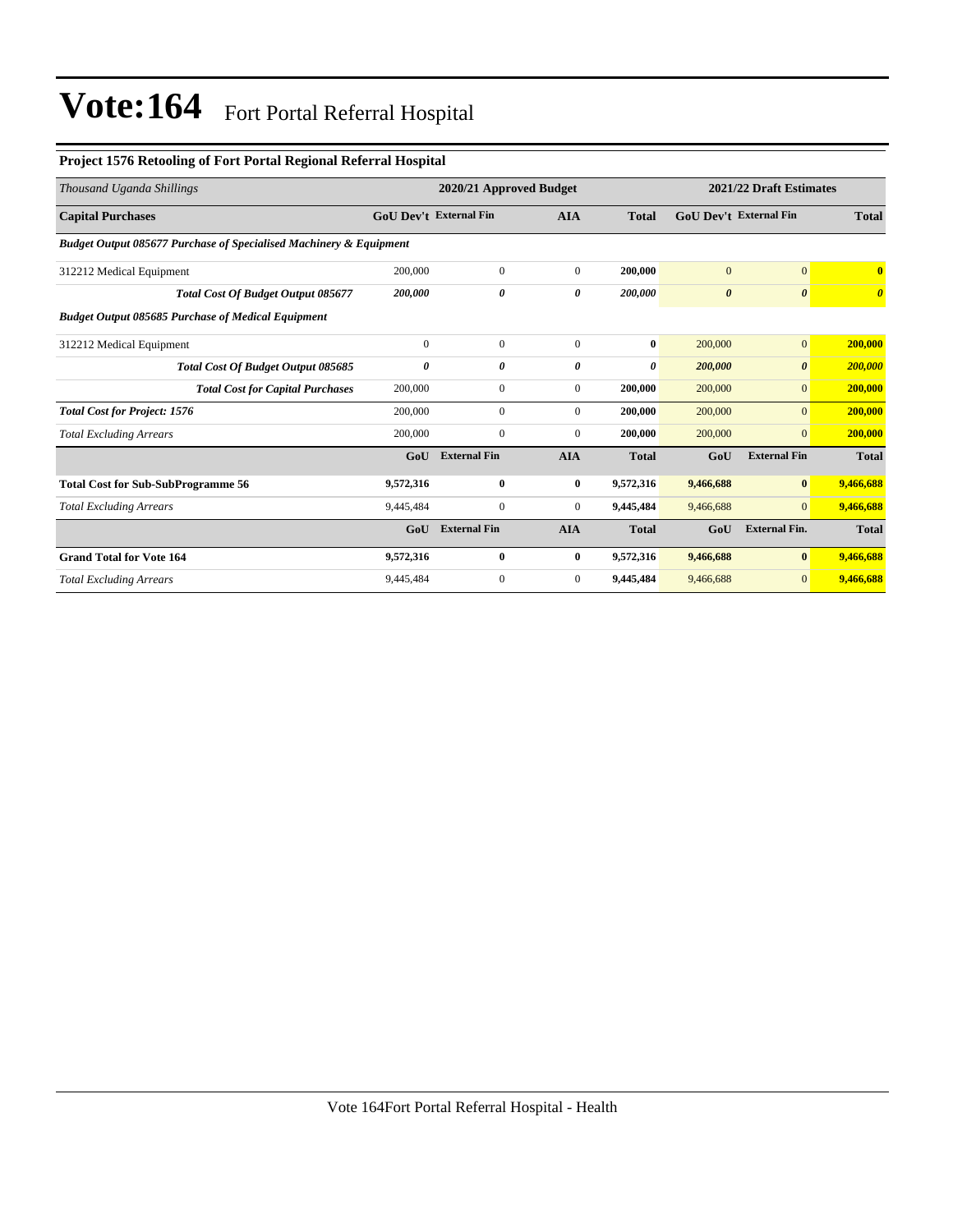# Vote:164 Fort Portal Referral Hospital

### Project 1576 Retooling of Fort Portal Regional Referral Hospital

| *Thousand Uganda Shillings* | 2020/21 Approved Budget | | | | 2021/22 Draft Estimates | | |
|---|---|---|---|---|---|---|---|
| **Capital Purchases** | **GoU Dev't** | **External Fin** | **AIA** | **Total** | **GoU Dev't** | **External Fin** | **Total** |
| ***Budget Output 085677 Purchase of Specialised Machinery & Equipment*** | | | | | | | |
| 312212 Medical Equipment | 200,000 | 0 | 0 | **200,000** | 0 | 0 | **0** |
| ***Total Cost Of Budget Output 085677*** | ***200,000*** | ***0*** | ***0*** | ***200,000*** | ***0*** | ***0*** | ***0*** |
| ***Budget Output 085685 Purchase of Medical Equipment*** | | | | | | | |
| 312212 Medical Equipment | 0 | 0 | 0 | **0** | 200,000 | 0 | **200,000** |
| ***Total Cost Of Budget Output 085685*** | ***0*** | ***0*** | ***0*** | ***0*** | ***200,000*** | ***0*** | ***200,000*** |
| ***Total Cost for Capital Purchases*** | 200,000 | 0 | 0 | **200,000** | 200,000 | 0 | **200,000** |
| ***Total Cost for Project: 1576*** | 200,000 | 0 | 0 | **200,000** | 200,000 | 0 | **200,000** |
| *Total Excluding Arrears* | 200,000 | 0 | 0 | **200,000** | 200,000 | 0 | **200,000** |
| | **GoU** | **External Fin** | **AIA** | **Total** | **GoU** | **External Fin** | **Total** |
| **Total Cost for Sub-SubProgramme 56** | **9,572,316** | **0** | **0** | **9,572,316** | **9,466,688** | **0** | **9,466,688** |
| *Total Excluding Arrears* | 9,445,484 | 0 | 0 | **9,445,484** | 9,466,688 | 0 | **9,466,688** |
| | **GoU** | **External Fin** | **AIA** | **Total** | **GoU** | **External Fin.** | **Total** |
| **Grand Total for Vote 164** | **9,572,316** | **0** | **0** | **9,572,316** | **9,466,688** | **0** | **9,466,688** |
| *Total Excluding Arrears* | 9,445,484 | 0 | 0 | **9,445,484** | 9,466,688 | 0 | **9,466,688** |